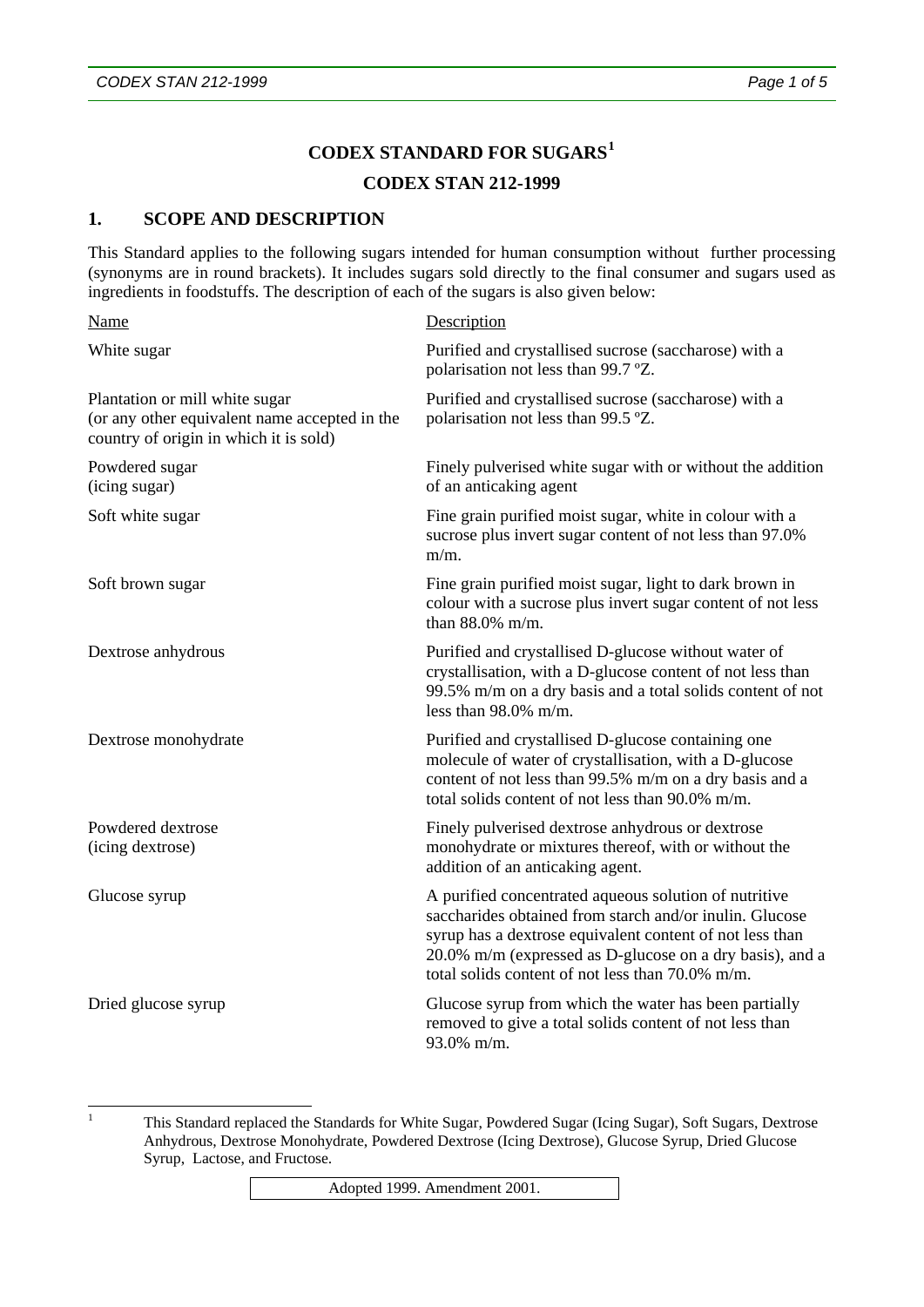# CODEX STANDARD FOR SUGARS[1]

## CODEX STAN 212-1999

## 1. SCOPE AND DESCRIPTION

This Standard applies to the following sugars intended for human consumption without further processing (synonyms are in round brackets). It includes sugars sold directly to the final consumer and sugars used as ingredients in foodstuffs. The description of each of the sugars is also given below:

| Name | Description |
|---|---|
| White sugar | Purified and crystallised sucrose (saccharose) with a polarisation not less than 99.7 ºZ. |
| Plantation or mill white sugar (or any other equivalent name accepted in the country of origin in which it is sold) | Purified and crystallised sucrose (saccharose) with a polarisation not less than 99.5 ºZ. |
| Powdered sugar (icing sugar) | Finely pulverised white sugar with or without the addition of an anticaking agent |
| Soft white sugar | Fine grain purified moist sugar, white in colour with a sucrose plus invert sugar content of not less than 97.0% m/m. |
| Soft brown sugar | Fine grain purified moist sugar, light to dark brown in colour with a sucrose plus invert sugar content of not less than 88.0% m/m. |
| Dextrose anhydrous | Purified and crystallised D-glucose without water of crystallisation, with a D-glucose content of not less than 99.5% m/m on a dry basis and a total solids content of not less than 98.0% m/m. |
| Dextrose monohydrate | Purified and crystallised D-glucose containing one molecule of water of crystallisation, with a D-glucose content of not less than 99.5% m/m on a dry basis and a total solids content of not less than 90.0% m/m. |
| Powdered dextrose (icing dextrose) | Finely pulverised dextrose anhydrous or dextrose monohydrate or mixtures thereof, with or without the addition of an anticaking agent. |
| Glucose syrup | A purified concentrated aqueous solution of nutritive saccharides obtained from starch and/or inulin. Glucose syrup has a dextrose equivalent content of not less than 20.0% m/m (expressed as D-glucose on a dry basis), and a total solids content of not less than 70.0% m/m. |
| Dried glucose syrup | Glucose syrup from which the water has been partially removed to give a total solids content of not less than 93.0% m/m. |

[1] This Standard replaced the Standards for White Sugar, Powdered Sugar (Icing Sugar), Soft Sugars, Dextrose Anhydrous, Dextrose Monohydrate, Powdered Dextrose (Icing Dextrose), Glucose Syrup, Dried Glucose Syrup, Lactose, and Fructose.

Adopted 1999. Amendment 2001.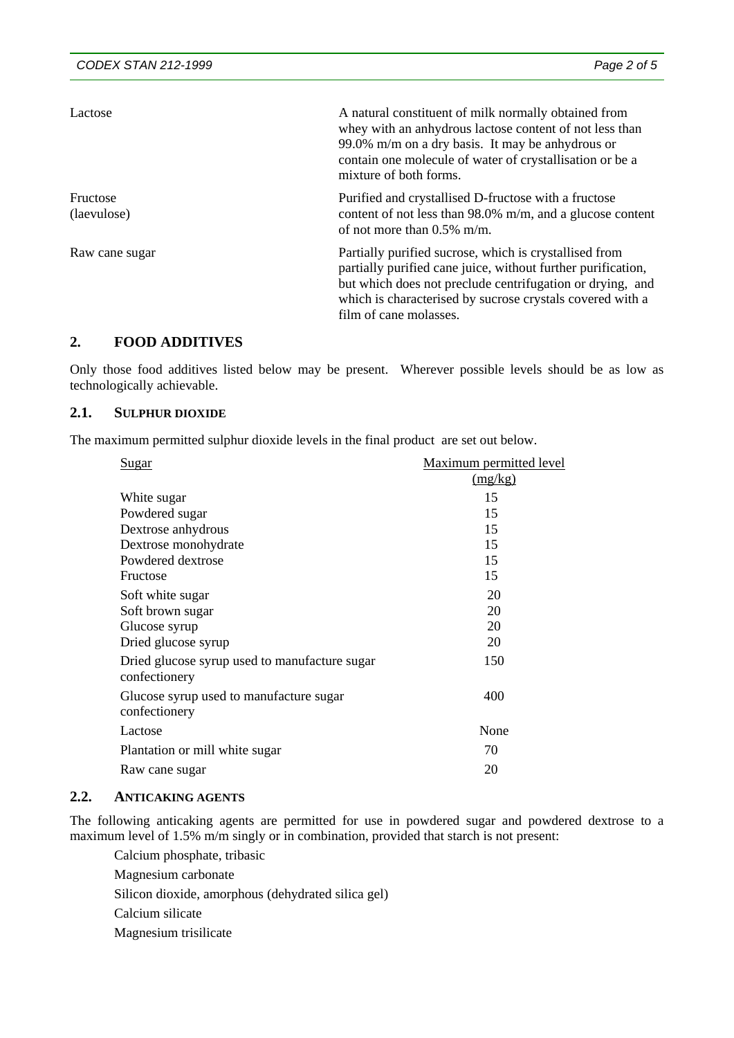| | |
|---|---|
| Lactose | A natural constituent of milk normally obtained from whey with an anhydrous lactose content of not less than 99.0% m/m on a dry basis. It may be anhydrous or contain one molecule of water of crystallisation or be a mixture of both forms. |
| Fructose (laevulose) | Purified and crystallised D-fructose with a fructose content of not less than 98.0% m/m, and a glucose content of not more than 0.5% m/m. |
| Raw cane sugar | Partially purified sucrose, which is crystallised from partially purified cane juice, without further purification, but which does not preclude centrifugation or drying, and which is characterised by sucrose crystals covered with a film of cane molasses. |

## 2. FOOD ADDITIVES

Only those food additives listed below may be present. Wherever possible levels should be as low as technologically achievable.

### 2.1. SULPHUR DIOXIDE

The maximum permitted sulphur dioxide levels in the final product are set out below.

| Sugar | Maximum permitted level (mg/kg) |
|---|---|
| White sugar | 15 |
| Powdered sugar | 15 |
| Dextrose anhydrous | 15 |
| Dextrose monohydrate | 15 |
| Powdered dextrose | 15 |
| Fructose | 15 |
| Soft white sugar | 20 |
| Soft brown sugar | 20 |
| Glucose syrup | 20 |
| Dried glucose syrup | 20 |
| Dried glucose syrup used to manufacture sugar confectionery | 150 |
| Glucose syrup used to manufacture sugar confectionery | 400 |
| Lactose | None |
| Plantation or mill white sugar | 70 |
| Raw cane sugar | 20 |

### 2.2. ANTICAKING AGENTS

The following anticaking agents are permitted for use in powdered sugar and powdered dextrose to a maximum level of 1.5% m/m singly or in combination, provided that starch is not present:

- Calcium phosphate, tribasic
- Magnesium carbonate
- Silicon dioxide, amorphous (dehydrated silica gel)
- Calcium silicate
- Magnesium trisilicate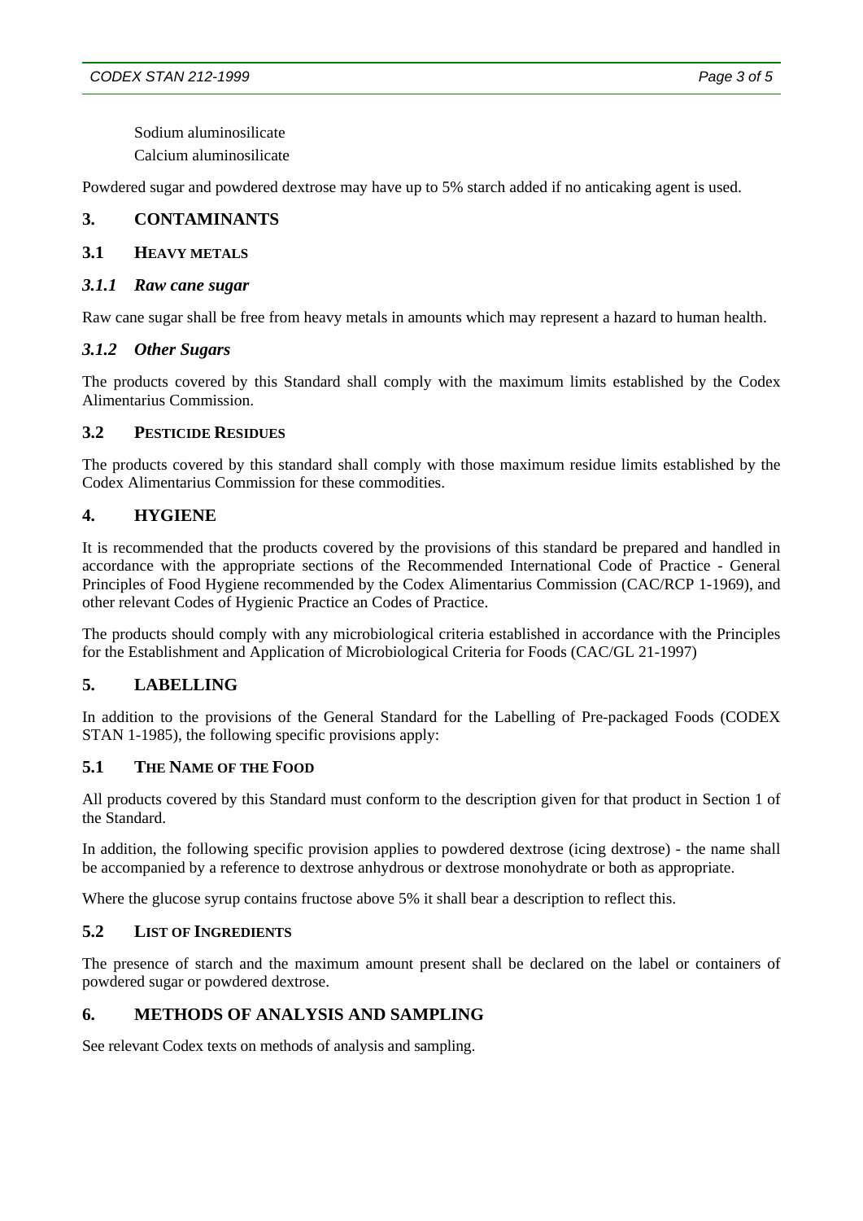Sodium aluminosilicate

Calcium aluminosilicate

Powdered sugar and powdered dextrose may have up to 5% starch added if no anticaking agent is used.

## 3. CONTAMINANTS

### 3.1 HEAVY METALS

#### *3.1.1 Raw cane sugar*

Raw cane sugar shall be free from heavy metals in amounts which may represent a hazard to human health.

#### *3.1.2 Other Sugars*

The products covered by this Standard shall comply with the maximum limits established by the Codex Alimentarius Commission.

### 3.2 PESTICIDE RESIDUES

The products covered by this standard shall comply with those maximum residue limits established by the Codex Alimentarius Commission for these commodities.

## 4. HYGIENE

It is recommended that the products covered by the provisions of this standard be prepared and handled in accordance with the appropriate sections of the Recommended International Code of Practice - General Principles of Food Hygiene recommended by the Codex Alimentarius Commission (CAC/RCP 1-1969), and other relevant Codes of Hygienic Practice an Codes of Practice.

The products should comply with any microbiological criteria established in accordance with the Principles for the Establishment and Application of Microbiological Criteria for Foods (CAC/GL 21-1997)

## 5. LABELLING

In addition to the provisions of the General Standard for the Labelling of Pre-packaged Foods (CODEX STAN 1-1985), the following specific provisions apply:

### 5.1 THE NAME OF THE FOOD

All products covered by this Standard must conform to the description given for that product in Section 1 of the Standard.

In addition, the following specific provision applies to powdered dextrose (icing dextrose) - the name shall be accompanied by a reference to dextrose anhydrous or dextrose monohydrate or both as appropriate.

Where the glucose syrup contains fructose above 5% it shall bear a description to reflect this.

### 5.2 LIST OF INGREDIENTS

The presence of starch and the maximum amount present shall be declared on the label or containers of powdered sugar or powdered dextrose.

## 6. METHODS OF ANALYSIS AND SAMPLING

See relevant Codex texts on methods of analysis and sampling.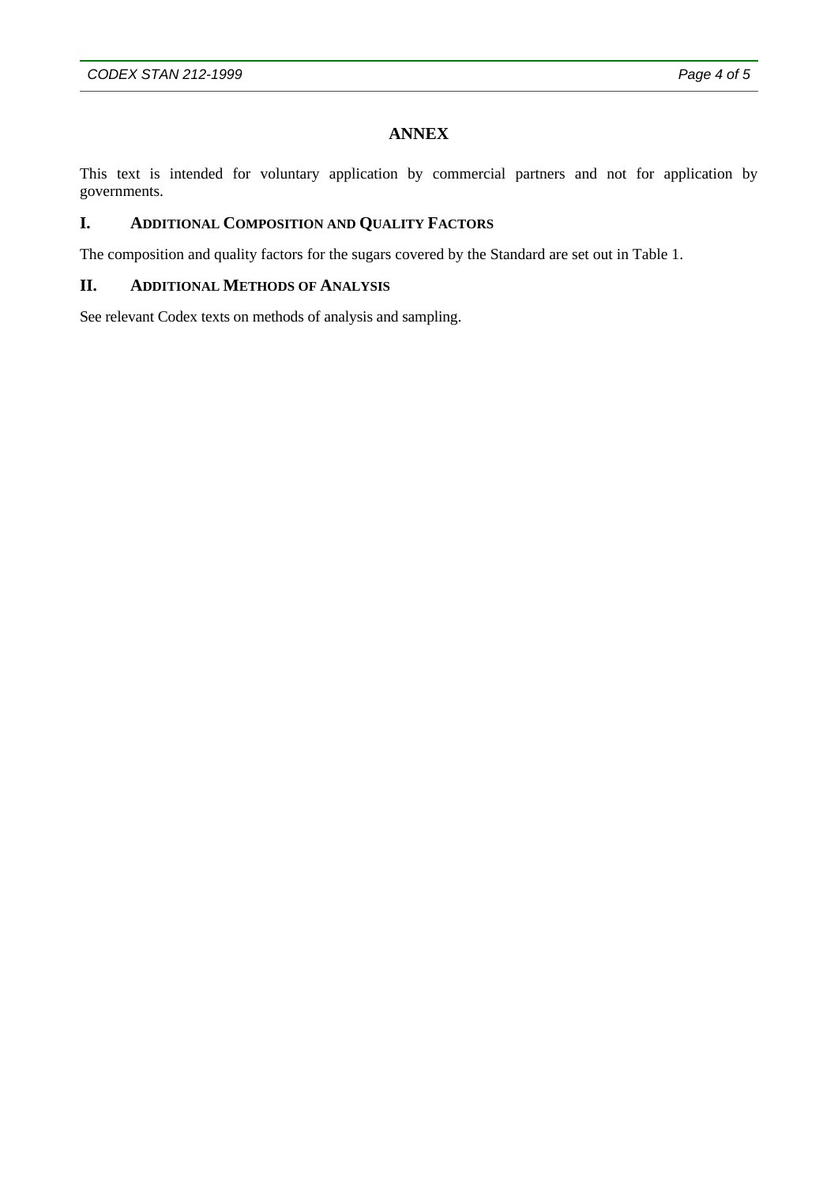## ANNEX

This text is intended for voluntary application by commercial partners and not for application by governments.

### I. ADDITIONAL COMPOSITION AND QUALITY FACTORS

The composition and quality factors for the sugars covered by the Standard are set out in Table 1.

### II. ADDITIONAL METHODS OF ANALYSIS

See relevant Codex texts on methods of analysis and sampling.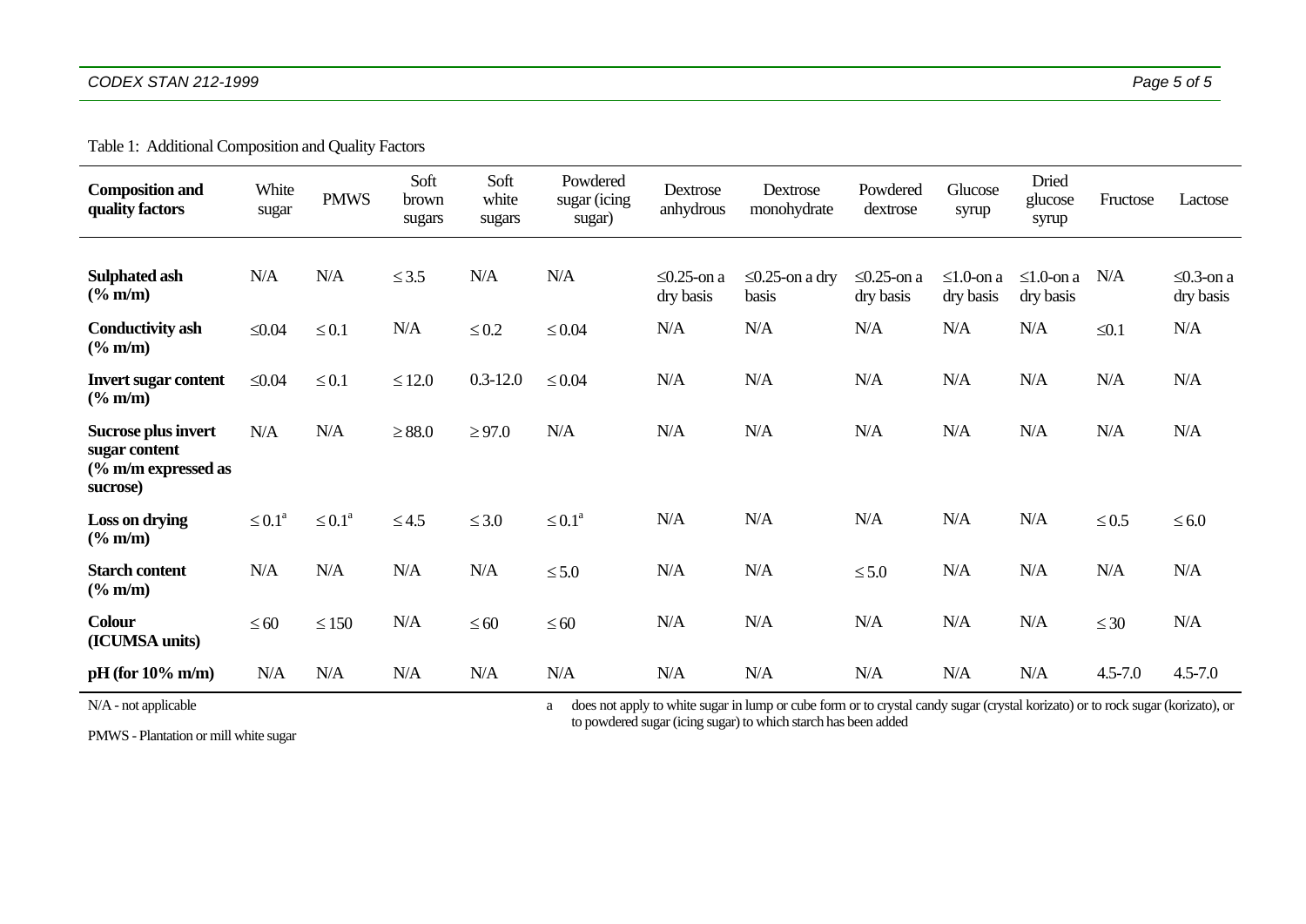Table 1: Additional Composition and Quality Factors

| Composition and quality factors | White sugar | PMWS | Soft brown sugars | Soft white sugars | Powdered sugar (icing sugar) | Dextrose anhydrous | Dextrose monohydrate | Powdered dextrose | Glucose syrup | Dried glucose syrup | Fructose | Lactose |
|---|---|---|---|---|---|---|---|---|---|---|---|---|
| **Sulphated ash (% m/m)** | N/A | N/A | ≤ 3.5 | N/A | N/A | ≤0.25-on a dry basis | ≤0.25-on a dry basis | ≤0.25-on a dry basis | ≤1.0-on a dry basis | ≤1.0-on a dry basis | N/A | ≤0.3-on a dry basis |
| **Conductivity ash (% m/m)** | ≤0.04 | ≤ 0.1 | N/A | ≤ 0.2 | ≤ 0.04 | N/A | N/A | N/A | N/A | N/A | ≤0.1 | N/A |
| **Invert sugar content (% m/m)** | ≤0.04 | ≤ 0.1 | ≤ 12.0 | 0.3-12.0 | ≤ 0.04 | N/A | N/A | N/A | N/A | N/A | N/A | N/A |
| **Sucrose plus invert sugar content (% m/m expressed as sucrose)** | N/A | N/A | ≥ 88.0 | ≥ 97.0 | N/A | N/A | N/A | N/A | N/A | N/A | N/A | N/A |
| **Loss on drying (% m/m)** | ≤ 0.1[a] | ≤ 0.1[a] | ≤ 4.5 | ≤ 3.0 | ≤ 0.1[a] | N/A | N/A | N/A | N/A | N/A | ≤ 0.5 | ≤ 6.0 |
| **Starch content (% m/m)** | N/A | N/A | N/A | N/A | ≤ 5.0 | N/A | N/A | ≤ 5.0 | N/A | N/A | N/A | N/A |
| **Colour (ICUMSA units)** | ≤ 60 | ≤ 150 | N/A | ≤ 60 | ≤ 60 | N/A | N/A | N/A | N/A | N/A | ≤ 30 | N/A |
| **pH (for 10% m/m)** | N/A | N/A | N/A | N/A | N/A | N/A | N/A | N/A | N/A | N/A | 4.5-7.0 | 4.5-7.0 |

N/A - not applicable

PMWS - Plantation or mill white sugar

a does not apply to white sugar in lump or cube form or to crystal candy sugar (crystal korizato) or to rock sugar (korizato), or to powdered sugar (icing sugar) to which starch has been added